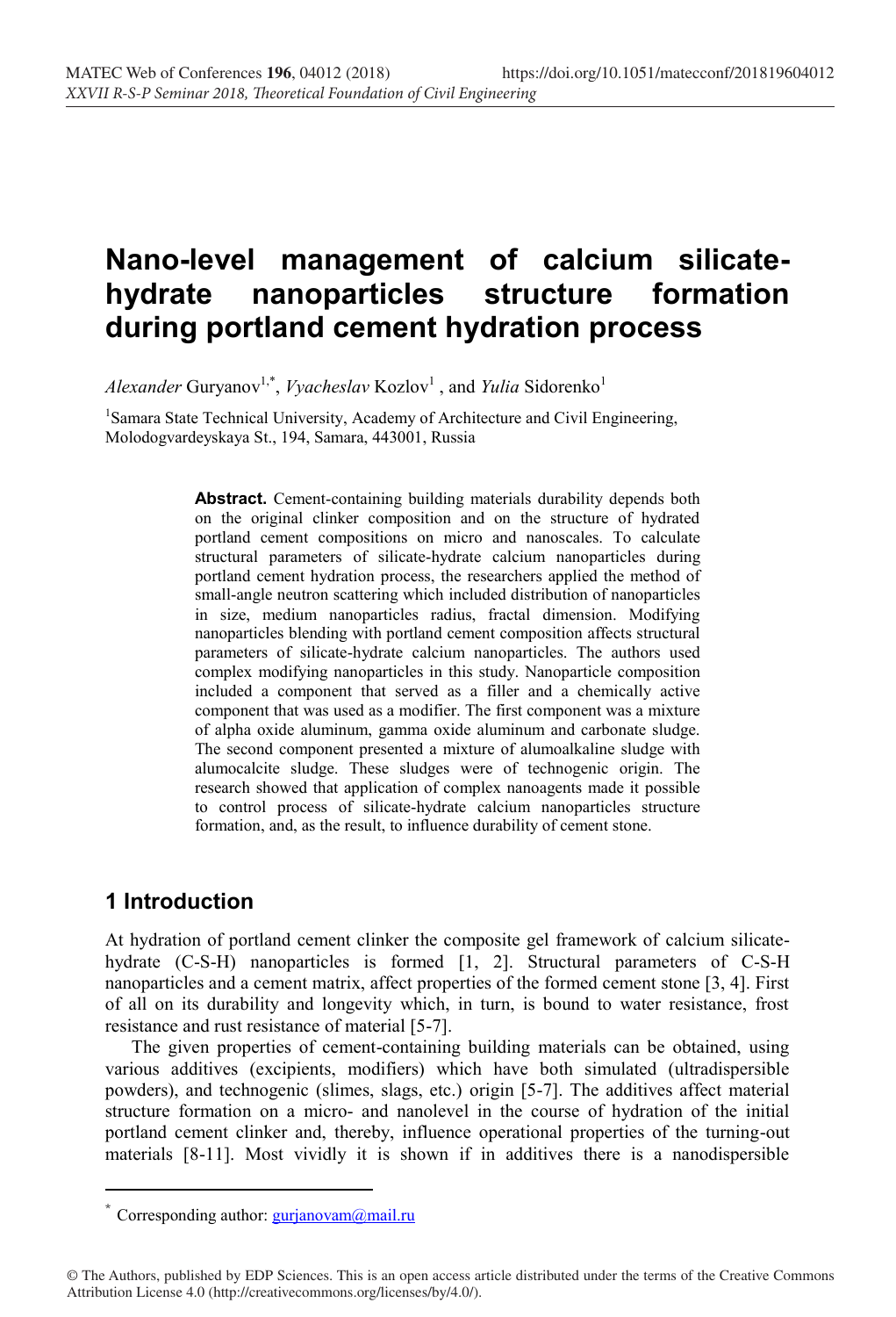# Nano-level management of calcium silicate-hydrate nanoparticles structure formation during portland cement hydration process

*Alexander* Guryanov[1,*], *Vyacheslav* Kozlov[1], and *Yulia* Sidorenko[1]

[1]Samara State Technical University, Academy of Architecture and Civil Engineering, Molodogvardeyskaya St., 194, Samara, 443001, Russia

**Abstract.** Cement-containing building materials durability depends both on the original clinker composition and on the structure of hydrated portland cement compositions on micro and nanoscales. To calculate structural parameters of silicate-hydrate calcium nanoparticles during portland cement hydration process, the researchers applied the method of small-angle neutron scattering which included distribution of nanoparticles in size, medium nanoparticles radius, fractal dimension. Modifying nanoparticles blending with portland cement composition affects structural parameters of silicate-hydrate calcium nanoparticles. The authors used complex modifying nanoparticles in this study. Nanoparticle composition included a component that served as a filler and a chemically active component that was used as a modifier. The first component was a mixture of alpha oxide aluminum, gamma oxide aluminum and carbonate sludge. The second component presented a mixture of alumoalkaline sludge with alumocalcite sludge. These sludges were of technogenic origin. The research showed that application of complex nanoagents made it possible to control process of silicate-hydrate calcium nanoparticles structure formation, and, as the result, to influence durability of cement stone.

## 1 Introduction

At hydration of portland cement clinker the composite gel framework of calcium silicate-hydrate (C-S-H) nanoparticles is formed [1, 2]. Structural parameters of C-S-H nanoparticles and a cement matrix, affect properties of the formed cement stone [3, 4]. First of all on its durability and longevity which, in turn, is bound to water resistance, frost resistance and rust resistance of material [5-7].

The given properties of cement-containing building materials can be obtained, using various additives (excipients, modifiers) which have both simulated (ultradispersible powders), and technogenic (slimes, slags, etc.) origin [5-7]. The additives affect material structure formation on a micro- and nanolevel in the course of hydration of the initial portland cement clinker and, thereby, influence operational properties of the turning-out materials [8-11]. Most vividly it is shown if in additives there is a nanodispersible

[*] Corresponding author: gurjanovam@mail.ru

© The Authors, published by EDP Sciences. This is an open access article distributed under the terms of the Creative Commons Attribution License 4.0 (http://creativecommons.org/licenses/by/4.0/).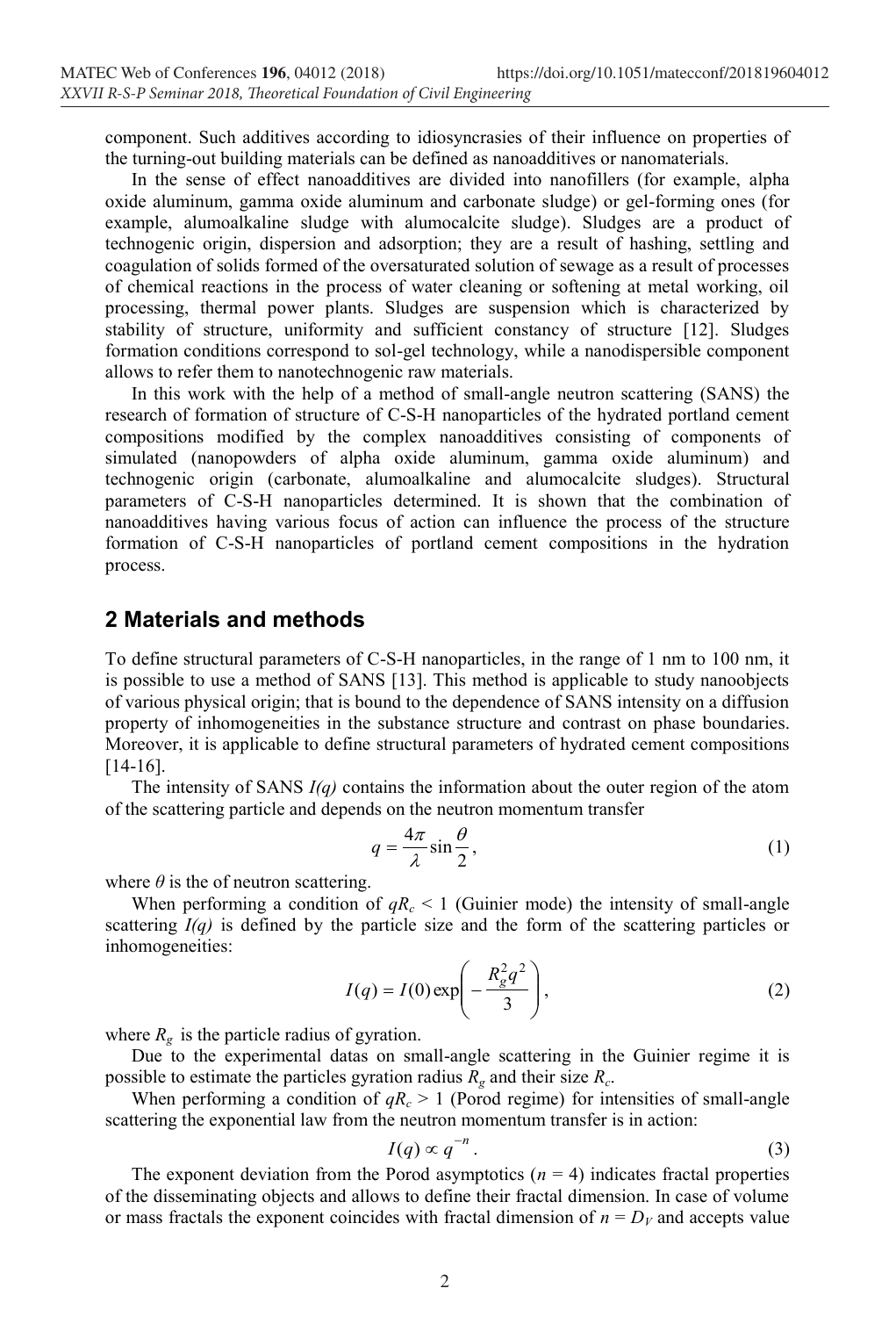component. Such additives according to idiosyncracies of their influence on properties of the turning-out building materials can be defined as nanoadditives or nanomaterials.

In the sense of effect nanoadditives are divided into nanofillers (for example, alpha oxide aluminum, gamma oxide aluminum and carbonate sludge) or gel-forming ones (for example, alumoalkaline sludge with alumocalcite sludge). Sludges are a product of technogenic origin, dispersion and adsorption; they are a result of hashing, settling and coagulation of solids formed of the oversaturated solution of sewage as a result of processes of chemical reactions in the process of water cleaning or softening at metal working, oil processing, thermal power plants. Sludges are suspension which is characterized by stability of structure, uniformity and sufficient constancy of structure [12]. Sludges formation conditions correspond to sol-gel technology, while a nanodispersible component allows to refer them to nanotechnogenic raw materials.

In this work with the help of a method of small-angle neutron scattering (SANS) the research of formation of structure of C-S-H nanoparticles of the hydrated portland cement compositions modified by the complex nanoadditives consisting of components of simulated (nanopowders of alpha oxide aluminum, gamma oxide aluminum) and technogenic origin (carbonate, alumoalkaline and alumocalcite sludges). Structural parameters of C-S-H nanoparticles determined. It is shown that the combination of nanoadditives having various focus of action can influence the process of the structure formation of C-S-H nanoparticles of portland cement compositions in the hydration process.

## 2 Materials and methods

To define structural parameters of C-S-H nanoparticles, in the range of 1 nm to 100 nm, it is possible to use a method of SANS [13]. This method is applicable to study nanoobjects of various physical origin; that is bound to the dependence of SANS intensity on a diffusion property of inhomogeneities in the substance structure and contrast on phase boundaries. Moreover, it is applicable to define structural parameters of hydrated cement compositions [14-16].

The intensity of SANS $I(q)$ contains the information about the outer region of the atom of the scattering particle and depends on the neutron momentum transfer

$$q = \frac{4\pi}{\lambda}\sin\frac{\theta}{2}, \tag{1}$$

where $\theta$ is the of neutron scattering.

When performing a condition of $qR_c < 1$ (Guinier mode) the intensity of small-angle scattering $I(q)$ is defined by the particle size and the form of the scattering particles or inhomogeneities:

$$I(q) = I(0)\exp\left(-\frac{R_g^2 q^2}{3}\right), \tag{2}$$

where $R_g$ is the particle radius of gyration.

Due to the experimental datas on small-angle scattering in the Guinier regime it is possible to estimate the particles gyration radius $R_g$ and their size $R_c$.

When performing a condition of $qR_c > 1$ (Porod regime) for intensities of small-angle scattering the exponential law from the neutron momentum transfer is in action:

$$I(q) \propto q^{-n}. \tag{3}$$

The exponent deviation from the Porod asymptotics ($n = 4$) indicates fractal properties of the disseminating objects and allows to define their fractal dimension. In case of volume or mass fractals the exponent coincides with fractal dimension of $n = D_V$ and accepts value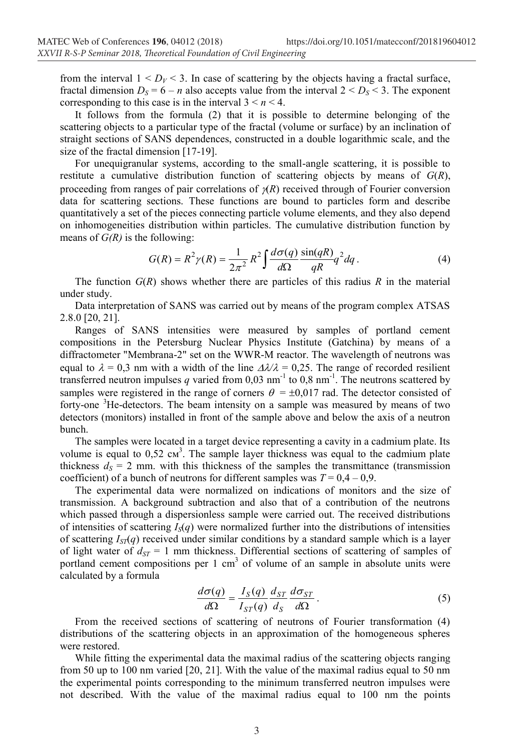from the interval $1 < D_V < 3$. In case of scattering by the objects having a fractal surface, fractal dimension $D_S = 6 - n$ also accepts value from the interval $2 < D_S < 3$. The exponent corresponding to this case is in the interval $3 < n < 4$.

It follows from the formula (2) that it is possible to determine belonging of the scattering objects to a particular type of the fractal (volume or surface) by an inclination of straight sections of SANS dependences, constructed in a double logarithmic scale, and the size of the fractal dimension [17-19].

For unequigranular systems, according to the small-angle scattering, it is possible to restitute a cumulative distribution function of scattering objects by means of $G(R)$, proceeding from ranges of pair correlations of $\gamma(R)$ received through of Fourier conversion data for scattering sections. These functions are bound to particles form and describe quantitatively a set of the pieces connecting particle volume elements, and they also depend on inhomogeneities distribution within particles. The cumulative distribution function by means of $G(R)$ is the following:

$$G(R) = R^2\gamma(R) = \frac{1}{2\pi^2} R^2 \int \frac{d\sigma(q)}{d\Omega} \frac{\sin(qR)}{qR} q^2 dq. \tag{4}$$

The function $G(R)$ shows whether there are particles of this radius $R$ in the material under study.

Data interpretation of SANS was carried out by means of the program complex ATSAS 2.8.0 [20, 21].

Ranges of SANS intensities were measured by samples of portland cement compositions in the Petersburg Nuclear Physics Institute (Gatchina) by means of a diffractometer "Membrana-2" set on the WWR-M reactor. The wavelength of neutrons was equal to $\lambda$ = 0,3 nm with a width of the line $\Delta\lambda/\lambda$ = 0,25. The range of recorded resilient transferred neutron impulses $q$ varied from 0,03 nm$^{-1}$ to 0,8 nm$^{-1}$. The neutrons scattered by samples were registered in the range of corners $\theta$ = ±0,017 rad. The detector consisted of forty-one $^3$He-detectors. The beam intensity on a sample was measured by means of two detectors (monitors) installed in front of the sample above and below the axis of a neutron bunch.

The samples were located in a target device representing a cavity in a cadmium plate. Its volume is equal to 0,52 см$^3$. The sample layer thickness was equal to the cadmium plate thickness $d_S$ = 2 mm. with this thickness of the samples the transmittance (transmission coefficient) of a bunch of neutrons for different samples was $T$ = 0,4 – 0,9.

The experimental data were normalized on indications of monitors and the size of transmission. A background subtraction and also that of a contribution of the neutrons which passed through a dispersionless sample were carried out. The received distributions of intensities of scattering $I_S(q)$ were normalized further into the distributions of intensities of scattering $I_{ST}(q)$ received under similar conditions by a standard sample which is a layer of light water of $d_{ST}$ = 1 mm thickness. Differential sections of scattering of samples of portland cement compositions per 1 cm$^3$ of volume of an sample in absolute units were calculated by a formula

$$\frac{d\sigma(q)}{d\Omega} = \frac{I_S(q)}{I_{ST}(q)} \frac{d_{ST}}{d_S} \frac{d\sigma_{ST}}{d\Omega}. \tag{5}$$

From the received sections of scattering of neutrons of Fourier transformation (4) distributions of the scattering objects in an approximation of the homogeneous spheres were restored.

While fitting the experimental data the maximal radius of the scattering objects ranging from 50 up to 100 nm varied [20, 21]. With the value of the maximal radius equal to 50 nm the experimental points corresponding to the minimum transferred neutron impulses were not described. With the value of the maximal radius equal to 100 nm the points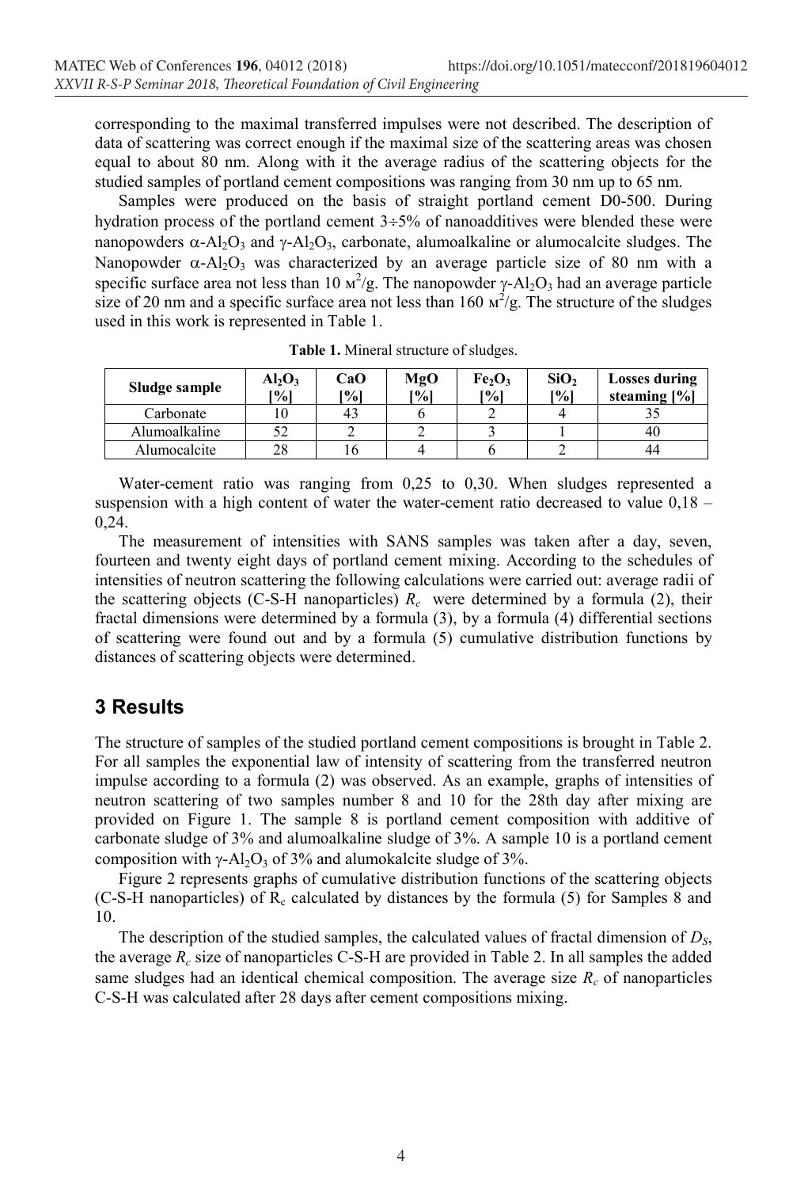corresponding to the maximal transferred impulses were not described. The description of data of scattering was correct enough if the maximal size of the scattering areas was chosen equal to about 80 nm. Along with it the average radius of the scattering objects for the studied samples of portland cement compositions was ranging from 30 nm up to 65 nm.

Samples were produced on the basis of straight portland cement D0-500. During hydration process of the portland cement 3÷5% of nanoadditives were blended these were nanopowders $\alpha$-$Al_2O_3$ and $\gamma$-$Al_2O_3$, carbonate, alumoalkaline or alumocalcite sludges. The Nanopowder $\alpha$-$Al_2O_3$ was characterized by an average particle size of 80 nm with a specific surface area not less than 10 м$^2$/g. The nanopowder $\gamma$-$Al_2O_3$ had an average particle size of 20 nm and a specific surface area not less than 160 м$^2$/g. The structure of the sludges used in this work is represented in Table 1.

**Table 1.** Mineral structure of sludges.

| Sludge sample | $Al_2O_3$ [%] | CaO [%] | MgO [%] | $Fe_2O_3$ [%] | $SiO_2$ [%] | Losses during steaming [%] |
|---|---|---|---|---|---|---|
| Carbonate | 10 | 43 | 6 | 2 | 4 | 35 |
| Alumoalkaline | 52 | 2 | 2 | 3 | 1 | 40 |
| Alumocalcite | 28 | 16 | 4 | 6 | 2 | 44 |

Water-cement ratio was ranging from 0,25 to 0,30. When sludges represented a suspension with a high content of water the water-cement ratio decreased to value 0,18 – 0,24.

The measurement of intensities with SANS samples was taken after a day, seven, fourteen and twenty eight days of portland cement mixing. According to the schedules of intensities of neutron scattering the following calculations were carried out: average radii of the scattering objects (C-S-H nanoparticles) $R_c$ were determined by a formula (2), their fractal dimensions were determined by a formula (3), by a formula (4) differential sections of scattering were found out and by a formula (5) cumulative distribution functions by distances of scattering objects were determined.

## 3 Results

The structure of samples of the studied portland cement compositions is brought in Table 2. For all samples the exponential law of intensity of scattering from the transferred neutron impulse according to a formula (2) was observed. As an example, graphs of intensities of neutron scattering of two samples number 8 and 10 for the 28th day after mixing are provided on Figure 1. The sample 8 is portland cement composition with additive of carbonate sludge of 3% and alumoalkaline sludge of 3%. A sample 10 is a portland cement composition with $\gamma$-$Al_2O_3$ of 3% and alumokalcite sludge of 3%.

Figure 2 represents graphs of cumulative distribution functions of the scattering objects (C-S-H nanoparticles) of $R_c$ calculated by distances by the formula (5) for Samples 8 and 10.

The description of the studied samples, the calculated values of fractal dimension of $D_S$, the average $R_c$ size of nanoparticles C-S-H are provided in Table 2. In all samples the added same sludges had an identical chemical composition. The average size $R_c$ of nanoparticles C-S-H was calculated after 28 days after cement compositions mixing.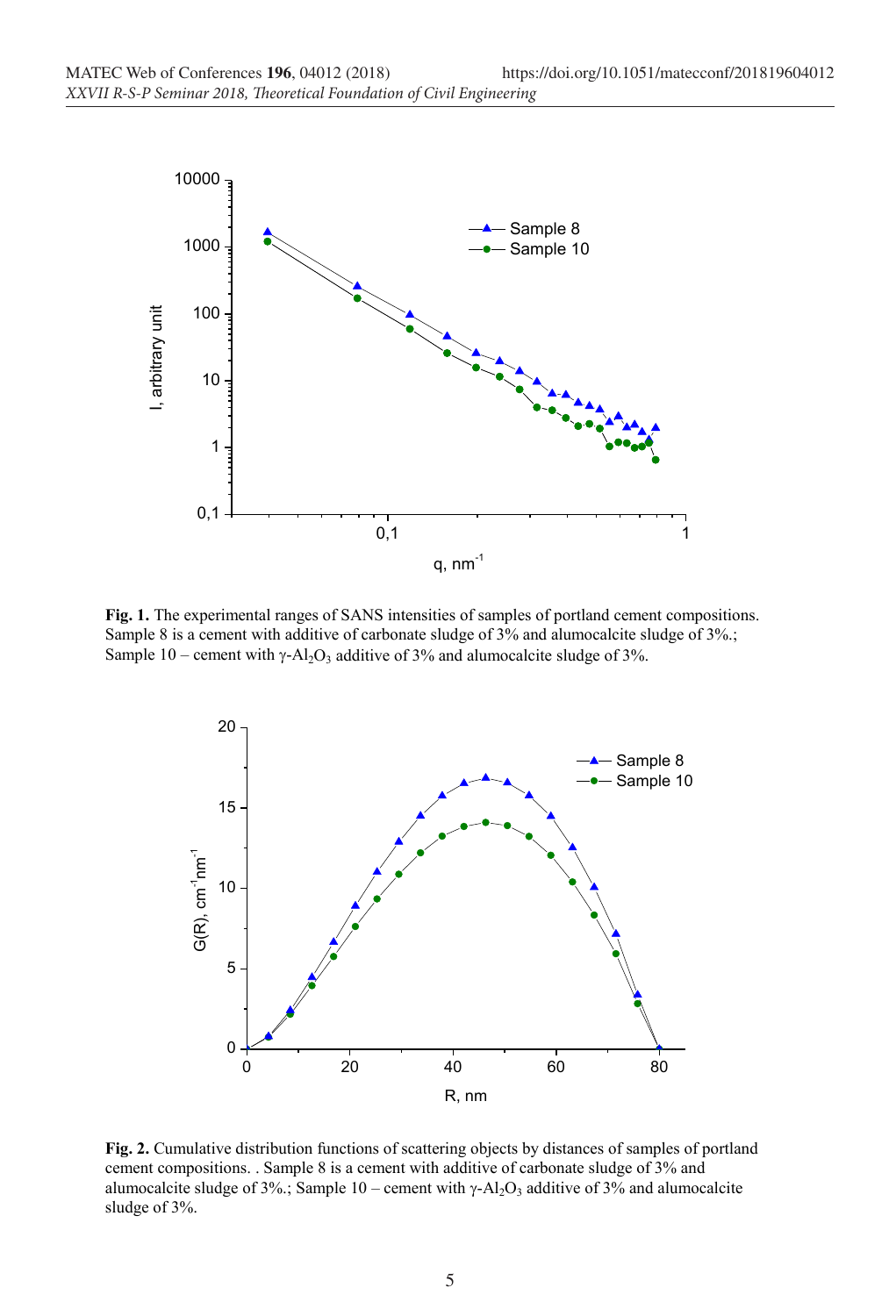**Fig. 1.** The experimental ranges of SANS intensities of samples of portland cement compositions. Sample 8 is a cement with additive of carbonate sludge of 3% and alumocalcite sludge of 3%.; Sample 10 – cement with γ-$Al_2O_3$ additive of 3% and alumocalcite sludge of 3%.

**Fig. 2.** Cumulative distribution functions of scattering objects by distances of samples of portland cement compositions. . Sample 8 is a cement with additive of carbonate sludge of 3% and alumocalcite sludge of 3%.; Sample 10 – cement with γ-$Al_2O_3$ additive of 3% and alumocalcite sludge of 3%.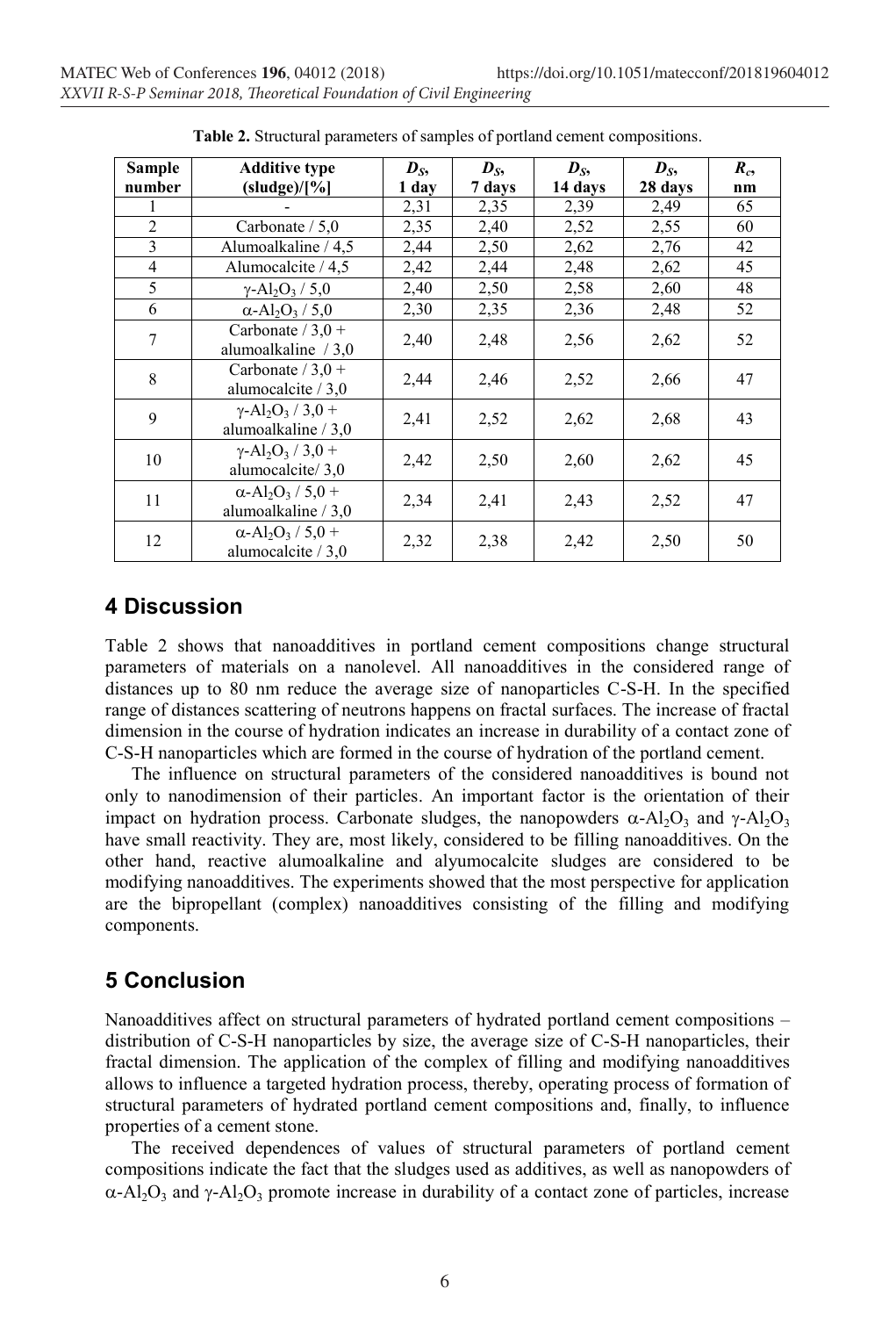**Table 2.** Structural parameters of samples of portland cement compositions.

| Sample number | Additive type (sludge)/[%] | $D_S$, 1 day | $D_S$, 7 days | $D_S$, 14 days | $D_S$, 28 days | $R_c$, nm |
|---|---|---|---|---|---|---|
| 1 | - | 2,31 | 2,35 | 2,39 | 2,49 | 65 |
| 2 | Carbonate / 5,0 | 2,35 | 2,40 | 2,52 | 2,55 | 60 |
| 3 | Alumoalkaline / 4,5 | 2,44 | 2,50 | 2,62 | 2,76 | 42 |
| 4 | Alumocalcite / 4,5 | 2,42 | 2,44 | 2,48 | 2,62 | 45 |
| 5 | $\gamma$-$Al_2O_3$ / 5,0 | 2,40 | 2,50 | 2,58 | 2,60 | 48 |
| 6 | $\alpha$-$Al_2O_3$ / 5,0 | 2,30 | 2,35 | 2,36 | 2,48 | 52 |
| 7 | Carbonate / 3,0 + alumoalkaline / 3,0 | 2,40 | 2,48 | 2,56 | 2,62 | 52 |
| 8 | Carbonate / 3,0 + alumocalcite / 3,0 | 2,44 | 2,46 | 2,52 | 2,66 | 47 |
| 9 | $\gamma$-$Al_2O_3$ / 3,0 + alumoalkaline / 3,0 | 2,41 | 2,52 | 2,62 | 2,68 | 43 |
| 10 | $\gamma$-$Al_2O_3$ / 3,0 + alumocalcite/ 3,0 | 2,42 | 2,50 | 2,60 | 2,62 | 45 |
| 11 | $\alpha$-$Al_2O_3$ / 5,0 + alumoalkaline / 3,0 | 2,34 | 2,41 | 2,43 | 2,52 | 47 |
| 12 | $\alpha$-$Al_2O_3$ / 5,0 + alumocalcite / 3,0 | 2,32 | 2,38 | 2,42 | 2,50 | 50 |

## 4 Discussion

Table 2 shows that nanoadditives in portland cement compositions change structural parameters of materials on a nanolevel. All nanoadditives in the considered range of distances up to 80 nm reduce the average size of nanoparticles C-S-H. In the specified range of distances scattering of neutrons happens on fractal surfaces. The increase of fractal dimension in the course of hydration indicates an increase in durability of a contact zone of C-S-H nanoparticles which are formed in the course of hydration of the portland cement.

The influence on structural parameters of the considered nanoadditives is bound not only to nanodimension of their particles. An important factor is the orientation of their impact on hydration process. Carbonate sludges, the nanopowders $\alpha$-$Al_2O_3$ and $\gamma$-$Al_2O_3$ have small reactivity. They are, most likely, considered to be filling nanoadditives. On the other hand, reactive alumoalkaline and alyumocalcite sludges are considered to be modifying nanoadditives. The experiments showed that the most perspective for application are the bipropellant (complex) nanoadditives consisting of the filling and modifying components.

## 5 Conclusion

Nanoadditives affect on structural parameters of hydrated portland cement compositions – distribution of C-S-H nanoparticles by size, the average size of C-S-H nanoparticles, their fractal dimension. The application of the complex of filling and modifying nanoadditives allows to influence a targeted hydration process, thereby, operating process of formation of structural parameters of hydrated portland cement compositions and, finally, to influence properties of a cement stone.

The received dependences of values of structural parameters of portland cement compositions indicate the fact that the sludges used as additives, as well as nanopowders of $\alpha$-$Al_2O_3$ and $\gamma$-$Al_2O_3$ promote increase in durability of a contact zone of particles, increase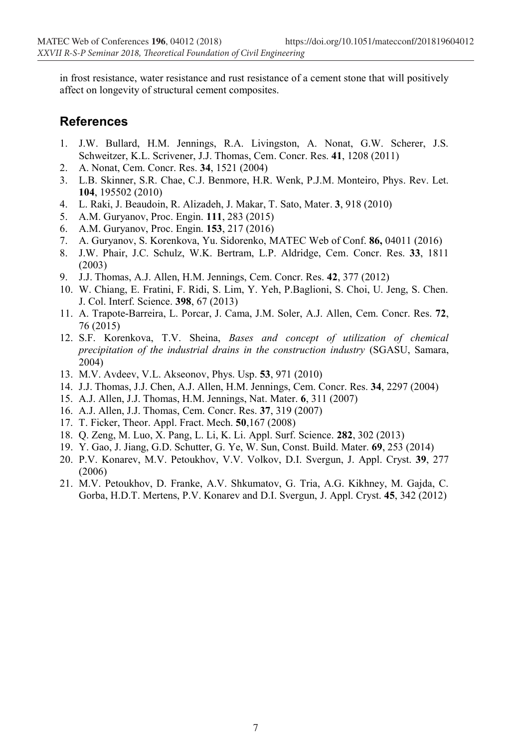in frost resistance, water resistance and rust resistance of a cement stone that will positively affect on longevity of structural cement composites.

## References

1. J.W. Bullard, H.M. Jennings, R.A. Livingston, A. Nonat, G.W. Scherer, J.S. Schweitzer, K.L. Scrivener, J.J. Thomas, Cem. Concr. Res. **41**, 1208 (2011)
2. A. Nonat, Cem. Concr. Res. **34**, 1521 (2004)
3. L.B. Skinner, S.R. Chae, C.J. Benmore, H.R. Wenk, P.J.M. Monteiro, Phys. Rev. Let. **104**, 195502 (2010)
4. L. Raki, J. Beaudoin, R. Alizadeh, J. Makar, T. Sato, Mater. **3**, 918 (2010)
5. A.M. Guryanov, Proc. Engin. **111**, 283 (2015)
6. A.M. Guryanov, Proc. Engin. **153**, 217 (2016)
7. A. Guryanov, S. Korenkova, Yu. Sidorenko, MATEC Web of Conf. **86,** 04011 (2016)
8. J.W. Phair, J.C. Schulz, W.K. Bertram, L.P. Aldridge, Cem. Concr. Res. **33**, 1811 (2003)
9. J.J. Thomas, A.J. Allen, H.M. Jennings, Cem. Concr. Res. **42**, 377 (2012)
10. W. Chiang, E. Fratini, F. Ridi, S. Lim, Y. Yeh, P.Baglioni, S. Choi, U. Jeng, S. Chen. J. Col. Interf. Science. **398**, 67 (2013)
11. A. Trapote-Barreira, L. Porcar, J. Cama, J.M. Soler, A.J. Allen, Cem. Concr. Res. **72**, 76 (2015)
12. S.F. Korenkova, T.V. Sheina, *Bases and concept of utilization of chemical precipitation of the industrial drains in the construction industry* (SGASU, Samara, 2004)
13. M.V. Avdeev, V.L. Akseonov, Phys. Usp. **53**, 971 (2010)
14. J.J. Thomas, J.J. Chen, A.J. Allen, H.M. Jennings, Cem. Concr. Res. **34**, 2297 (2004)
15. A.J. Allen, J.J. Thomas, H.M. Jennings, Nat. Mater. **6**, 311 (2007)
16. A.J. Allen, J.J. Thomas, Cem. Concr. Res. **37**, 319 (2007)
17. T. Ficker, Theor. Appl. Fract. Mech. **50**,167 (2008)
18. Q. Zeng, M. Luo, X. Pang, L. Li, K. Li. Appl. Surf. Science. **282**, 302 (2013)
19. Y. Gao, J. Jiang, G.D. Schutter, G. Ye, W. Sun, Const. Build. Mater. **69**, 253 (2014)
20. P.V. Konarev, M.V. Petoukhov, V.V. Volkov, D.I. Svergun, J. Appl. Cryst. **39**, 277 (2006)
21. M.V. Petoukhov, D. Franke, A.V. Shkumatov, G. Tria, A.G. Kikhney, M. Gajda, C. Gorba, H.D.T. Mertens, P.V. Konarev and D.I. Svergun, J. Appl. Cryst. **45**, 342 (2012)